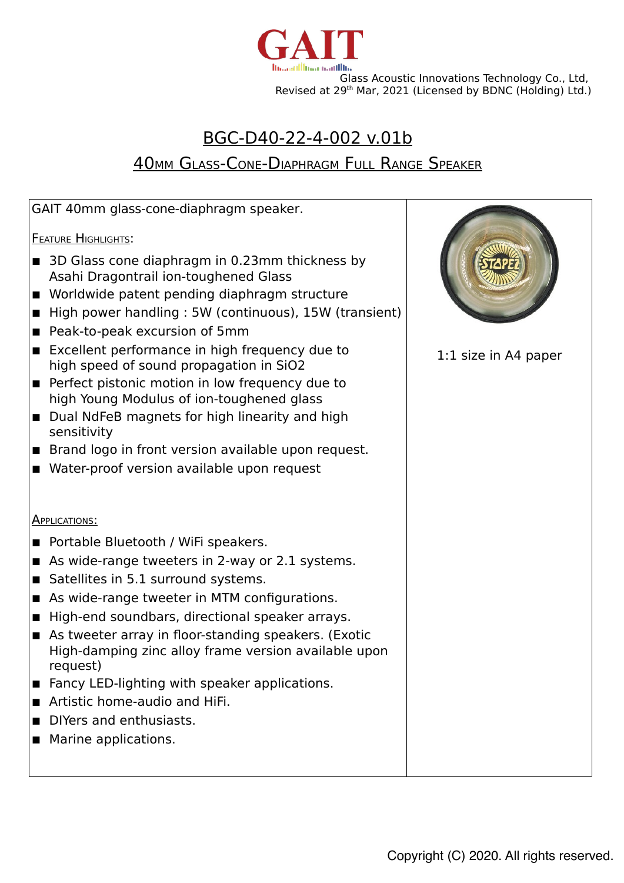GAIT

Glass Acoustic Innovations Technology Co., Ltd,
Revised at 29th Mar, 2021 (Licensed by BDNC (Holding) Ltd.)

# BGC-D40-22-4-002 v.01b

## 40mm Glass-Cone-Diaphragm Full Range Speaker

GAIT 40mm glass-cone-diaphragm speaker.

Feature Highlights:

- 3D Glass cone diaphragm in 0.23mm thickness by Asahi Dragontrail ion-toughened Glass
- Worldwide patent pending diaphragm structure
- High power handling : 5W (continuous), 15W (transient)
- Peak-to-peak excursion of 5mm
- Excellent performance in high frequency due to high speed of sound propagation in $SiO_2$
- Perfect pistonic motion in low frequency due to high Young Modulus of ion-toughened glass
- Dual NdFeB magnets for high linearity and high sensitivity
- Brand logo in front version available upon request.
- Water-proof version available upon request

Applications:

- Portable Bluetooth / WiFi speakers.
- As wide-range tweeters in 2-way or 2.1 systems.
- Satellites in 5.1 surround systems.
- As wide-range tweeter in MTM configurations.
- High-end soundbars, directional speaker arrays.
- As tweeter array in floor-standing speakers. (Exotic High-damping zinc alloy frame version available upon request)
- Fancy LED-lighting with speaker applications.
- Artistic home-audio and HiFi.
- DIYers and enthusiasts.
- Marine applications.

1:1 size in A4 paper

Copyright (C) 2020. All rights reserved.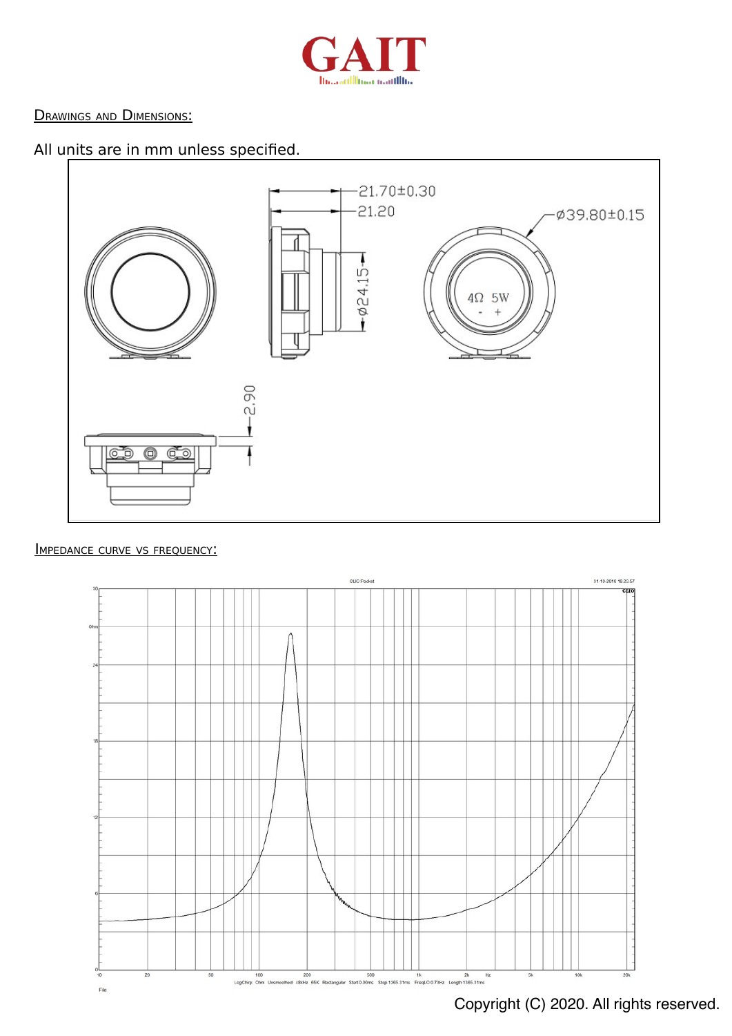## Drawings and Dimensions:

All units are in mm unless specified.

## Impedance curve vs frequency:

Copyright (C) 2020. All rights reserved.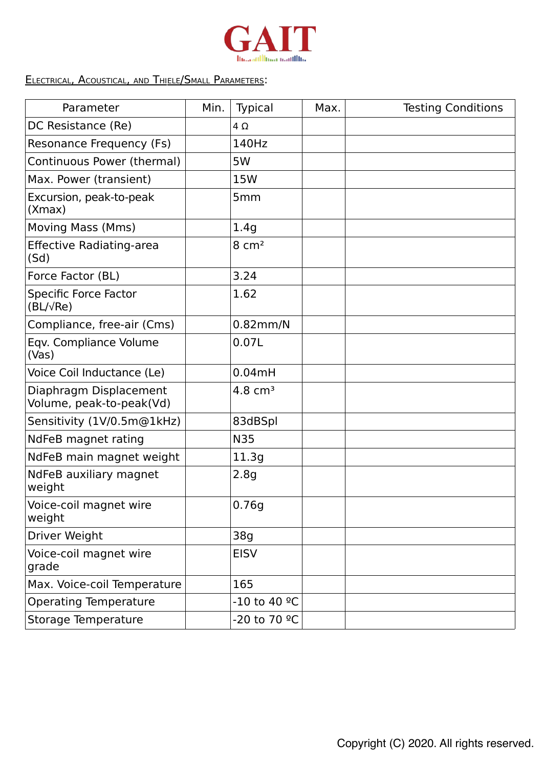GAIT

Electrical, Acoustical, and Thiele/Small Parameters:

| Parameter | Min. | Typical | Max. | Testing Conditions |
|---|---|---|---|---|
| DC Resistance (Re) | | 4 Ω | | |
| Resonance Frequency (Fs) | | 140Hz | | |
| Continuous Power (thermal) | | 5W | | |
| Max. Power (transient) | | 15W | | |
| Excursion, peak-to-peak (Xmax) | | 5mm | | |
| Moving Mass (Mms) | | 1.4g | | |
| Effective Radiating-area (Sd) | | 8 $cm^2$ | | |
| Force Factor (BL) | | 3.24 | | |
| Specific Force Factor (BL/√Re) | | 1.62 | | |
| Compliance, free-air (Cms) | | 0.82mm/N | | |
| Eqv. Compliance Volume (Vas) | | 0.07L | | |
| Voice Coil Inductance (Le) | | 0.04mH | | |
| Diaphragm Displacement Volume, peak-to-peak(Vd) | | 4.8 $cm^3$ | | |
| Sensitivity (1V/0.5m@1kHz) | | 83dBSpl | | |
| NdFeB magnet rating | | N35 | | |
| NdFeB main magnet weight | | 11.3g | | |
| NdFeB auxiliary magnet weight | | 2.8g | | |
| Voice-coil magnet wire weight | | 0.76g | | |
| Driver Weight | | 38g | | |
| Voice-coil magnet wire grade | | EISV | | |
| Max. Voice-coil Temperature | | 165 | | |
| Operating Temperature | | -10 to 40 ºC | | |
| Storage Temperature | | -20 to 70 ºC | | |

Copyright (C) 2020. All rights reserved.